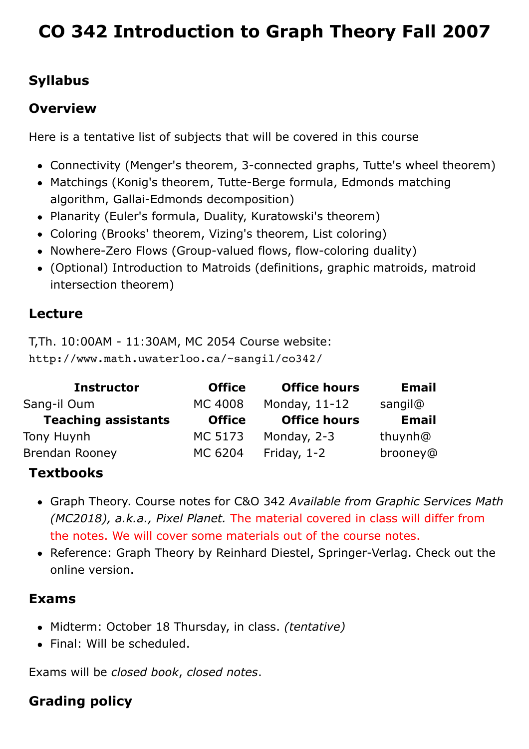# CO 342 Introduction to Graph Theory Fall 2007

## Syllabus

## Overview

Here is a tentative list of subjects that will be covered in this course

- Connectivity (Menger's theorem, 3-connected graphs, Tutte's wheel theorem)
- Matchings (Konig's theorem, Tutte-Berge formula, Edmonds matching algorithm, Gallai-Edmonds decomposition)
- Planarity (Euler's formula, Duality, Kuratowski's theorem)
- Coloring (Brooks' theorem, Vizing's theorem, List coloring)
- Nowhere-Zero Flows (Group-valued flows, flow-coloring duality)
- (Optional) Introduction to Matroids (definitions, graphic matroids, matroid intersection theorem)

## Lecture

T,Th. 10:00AM - 11:30AM, MC 2054 Course website: `http://www.math.uwaterloo.ca/~sangil/co342/`

| Instructor | Office | Office hours | Email |
|---|---|---|---|
| Sang-il Oum | MC 4008 | Monday, 11-12 | sangil@ |
| **Teaching assistants** | **Office** | **Office hours** | **Email** |
| Tony Huynh | MC 5173 | Monday, 2-3 | thuynh@ |
| Brendan Rooney | MC 6204 | Friday, 1-2 | brooney@ |

## Textbooks

- Graph Theory. Course notes for C&O 342 *Available from Graphic Services Math (MC2018), a.k.a., Pixel Planet.* The material covered in class will differ from the notes. We will cover some materials out of the course notes.
- Reference: Graph Theory by Reinhard Diestel, Springer-Verlag. Check out the online version.

## Exams

- Midterm: October 18 Thursday, in class. *(tentative)*
- Final: Will be scheduled.

Exams will be *closed book*, *closed notes*.

## Grading policy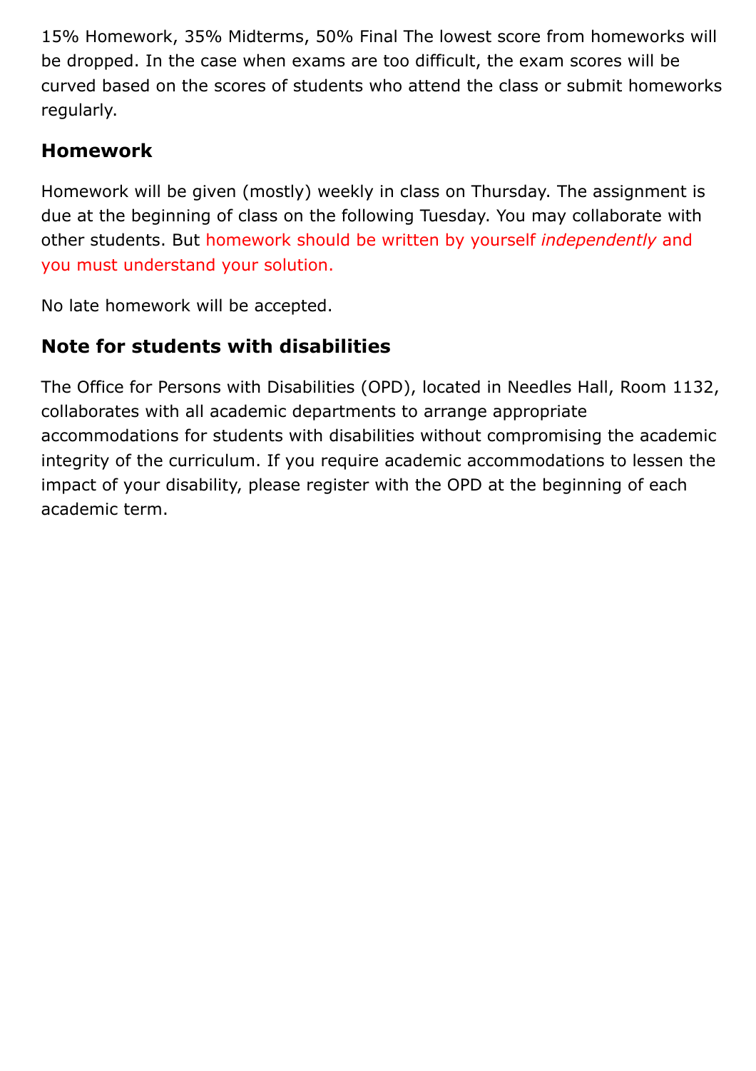15% Homework, 35% Midterms, 50% Final The lowest score from homeworks will be dropped. In the case when exams are too difficult, the exam scores will be curved based on the scores of students who attend the class or submit homeworks regularly.

### Homework

Homework will be given (mostly) weekly in class on Thursday. The assignment is due at the beginning of class on the following Tuesday. You may collaborate with other students. But homework should be written by yourself *independently* and you must understand your solution.

No late homework will be accepted.

### Note for students with disabilities

The Office for Persons with Disabilities (OPD), located in Needles Hall, Room 1132, collaborates with all academic departments to arrange appropriate accommodations for students with disabilities without compromising the academic integrity of the curriculum. If you require academic accommodations to lessen the impact of your disability, please register with the OPD at the beginning of each academic term.